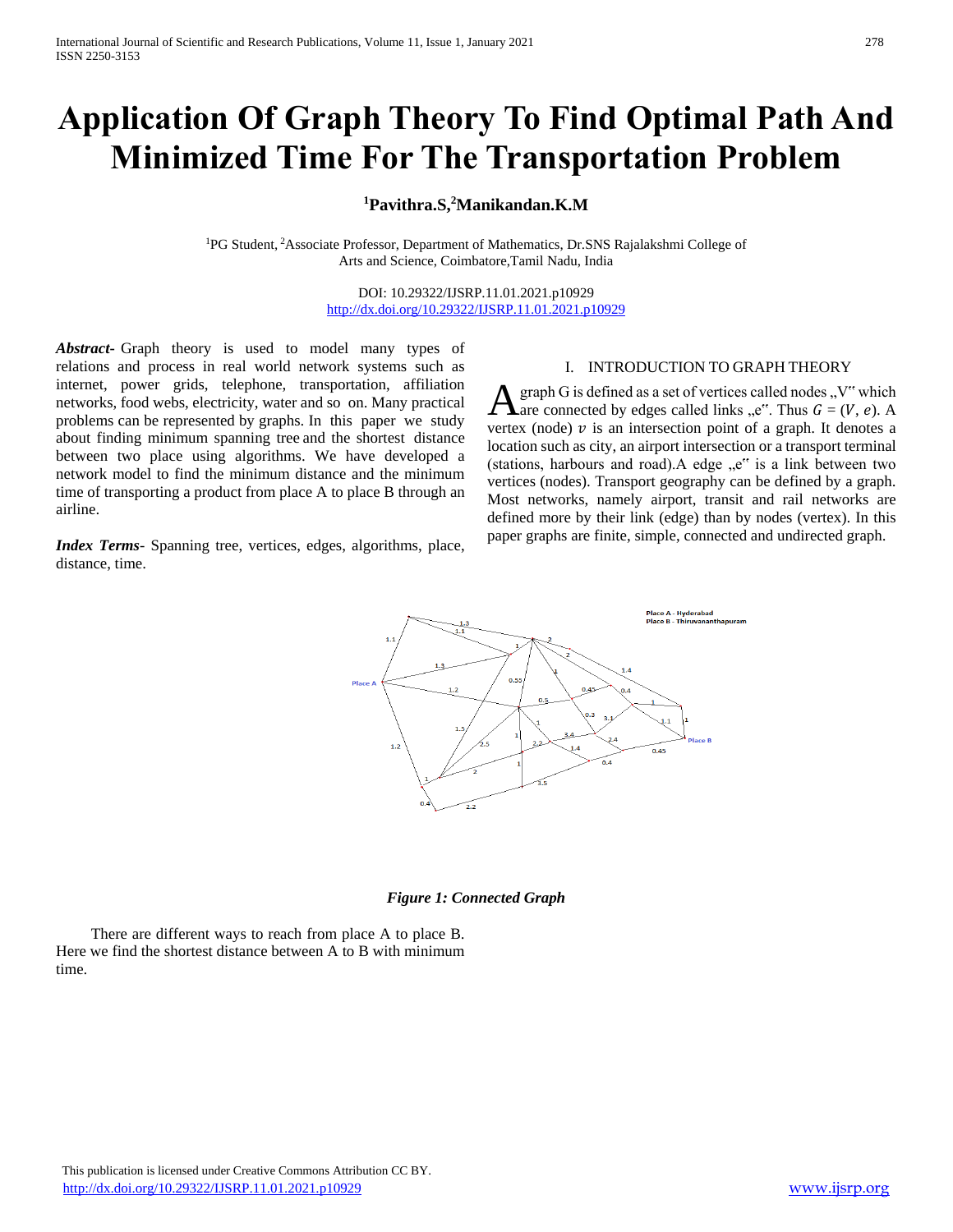# Application Of Graph Theory To Find Optimal Path And Minimized Time For The Transportation Problem

**[1]Pavithra.S,[2]Manikandan.K.M**

[1]PG Student, [2]Associate Professor, Department of Mathematics, Dr.SNS Rajalakshmi College of Arts and Science, Coimbatore,Tamil Nadu, India

DOI: 10.29322/IJSRP.11.01.2021.p10929
http://dx.doi.org/10.29322/IJSRP.11.01.2021.p10929

***Abstract*-** Graph theory is used to model many types of relations and process in real world network systems such as internet, power grids, telephone, transportation, affiliation networks, food webs, electricity, water and so on. Many practical problems can be represented by graphs. In this paper we study about finding minimum spanning tree and the shortest distance between two place using algorithms. We have developed a network model to find the minimum distance and the minimum time of transporting a product from place A to place B through an airline.

***Index Terms*-** Spanning tree, vertices, edges, algorithms, place, distance, time.

## I. INTRODUCTION TO GRAPH THEORY

A graph G is defined as a set of vertices called nodes „V" which are connected by edges called links „e". Thus $G = (V, e)$. A vertex (node) $v$ is an intersection point of a graph. It denotes a location such as city, an airport intersection or a transport terminal (stations, harbours and road).A edge „e" is a link between two vertices (nodes). Transport geography can be defined by a graph. Most networks, namely airport, transit and rail networks are defined more by their link (edge) than by nodes (vertex). In this paper graphs are finite, simple, connected and undirected graph.

*Figure 1: Connected Graph*

There are different ways to reach from place A to place B. Here we find the shortest distance between A to B with minimum time.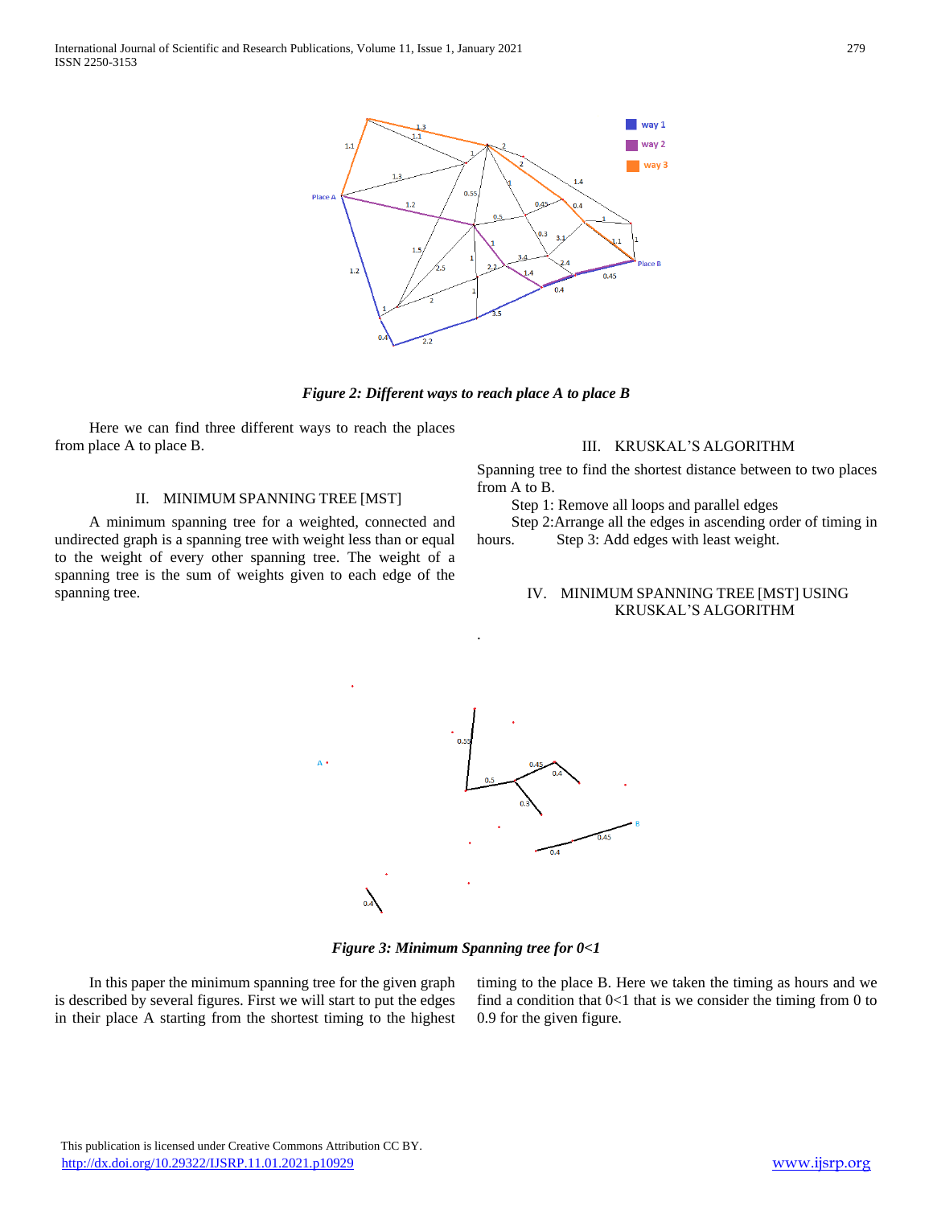*Figure 2: Different ways to reach place A to place B*

Here we can find three different ways to reach the places from place A to place B.

## II. MINIMUM SPANNING TREE [MST]

A minimum spanning tree for a weighted, connected and undirected graph is a spanning tree with weight less than or equal to the weight of every other spanning tree. The weight of a spanning tree is the sum of weights given to each edge of the spanning tree.

## III. KRUSKAL'S ALGORITHM

Spanning tree to find the shortest distance between to two places from A to B.

Step 1: Remove all loops and parallel edges

Step 2: Arrange all the edges in ascending order of timing in hours.

Step 3: Add edges with least weight.

## IV. MINIMUM SPANNING TREE [MST] USING KRUSKAL'S ALGORITHM

*Figure 3: Minimum Spanning tree for 0<1*

In this paper the minimum spanning tree for the given graph is described by several figures. First we will start to put the edges in their place A starting from the shortest timing to the highest timing to the place B. Here we taken the timing as hours and we find a condition that 0<1 that is we consider the timing from 0 to 0.9 for the given figure.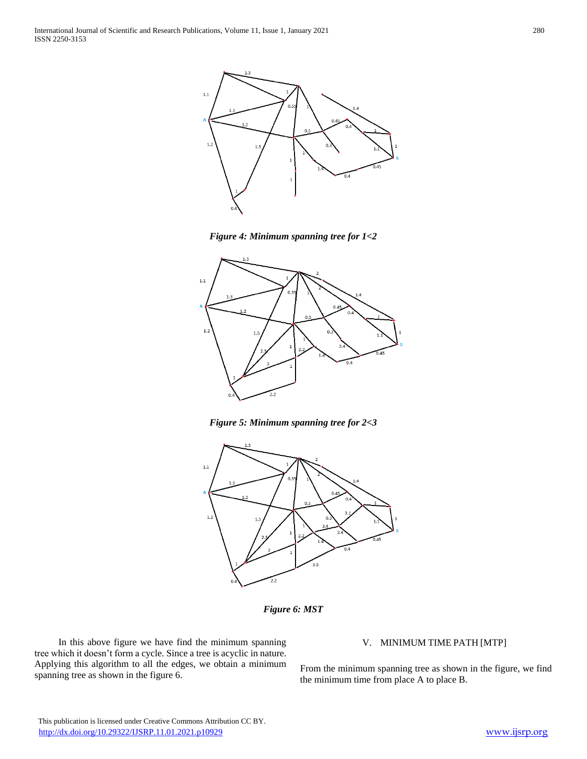*Figure 4: Minimum spanning tree for 1<2*

*Figure 5: Minimum spanning tree for 2<3*

*Figure 6: MST*

In this above figure we have find the minimum spanning tree which it doesn't form a cycle. Since a tree is acyclic in nature. Applying this algorithm to all the edges, we obtain a minimum spanning tree as shown in the figure 6.

## V. MINIMUM TIME PATH [MTP]

From the minimum spanning tree as shown in the figure, we find the minimum time from place A to place B.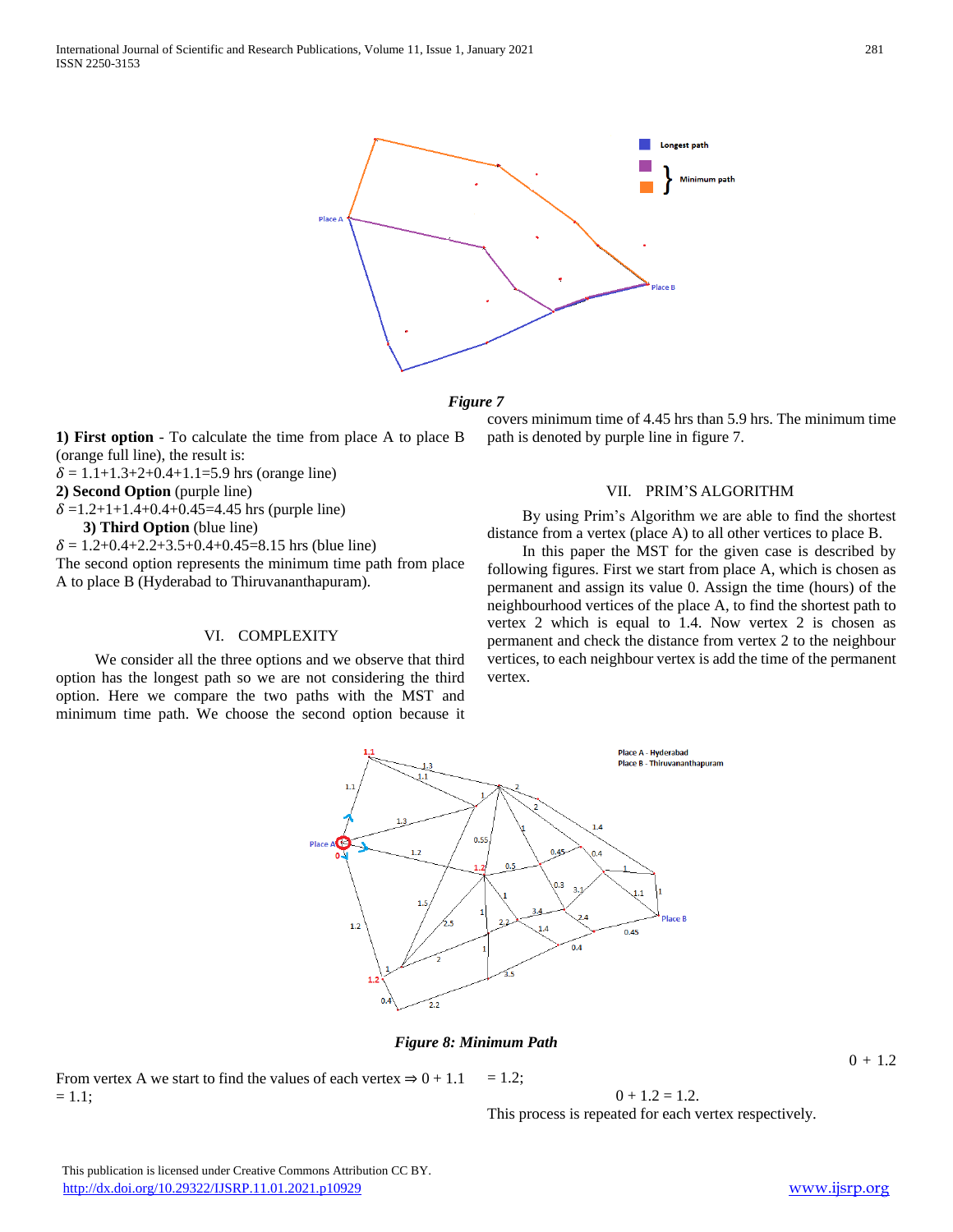*Figure 7*

**1) First option** - To calculate the time from place A to place B (orange full line), the result is:

$\delta$ = 1.1+1.3+2+0.4+1.1=5.9 hrs (orange line)

**2) Second Option** (purple line)

$\delta$ =1.2+1+1.4+0.4+0.45=4.45 hrs (purple line)

**3) Third Option** (blue line)

$\delta$ = 1.2+0.4+2.2+3.5+0.4+0.45=8.15 hrs (blue line)

The second option represents the minimum time path from place A to place B (Hyderabad to Thiruvananthapuram).

## VI. COMPLEXITY

We consider all the three options and we observe that third option has the longest path so we are not considering the third option. Here we compare the two paths with the MST and minimum time path. We choose the second option because it covers minimum time of 4.45 hrs than 5.9 hrs. The minimum time path is denoted by purple line in figure 7.

## VII. PRIM'S ALGORITHM

By using Prim's Algorithm we are able to find the shortest distance from a vertex (place A) to all other vertices to place B.

In this paper the MST for the given case is described by following figures. First we start from place A, which is chosen as permanent and assign its value 0. Assign the time (hours) of the neighbourhood vertices of the place A, to find the shortest path to vertex 2 which is equal to 1.4. Now vertex 2 is chosen as permanent and check the distance from vertex 2 to the neighbour vertices, to each neighbour vertex is add the time of the permanent vertex.

*Figure 8: Minimum Path*

From vertex A we start to find the values of each vertex ⇒ 0 + 1.1 = 1.1;

0 + 1.2 = 1.2;

0 + 1.2 = 1.2.

This process is repeated for each vertex respectively.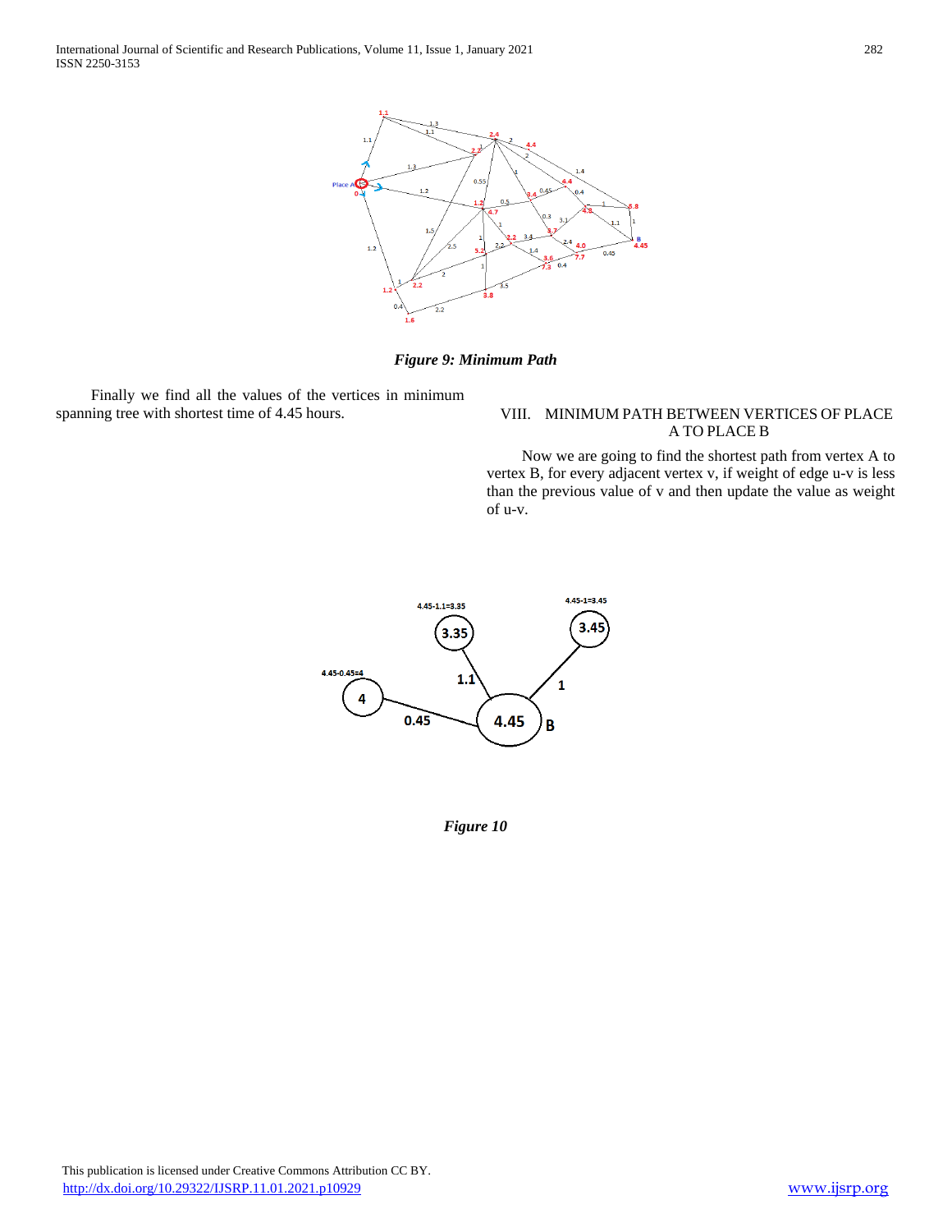*Figure 9: Minimum Path*

Finally we find all the values of the vertices in minimum spanning tree with shortest time of 4.45 hours.

## VIII. MINIMUM PATH BETWEEN VERTICES OF PLACE A TO PLACE B

Now we are going to find the shortest path from vertex A to vertex B, for every adjacent vertex v, if weight of edge u-v is less than the previous value of v and then update the value as weight of u-v.

*Figure 10*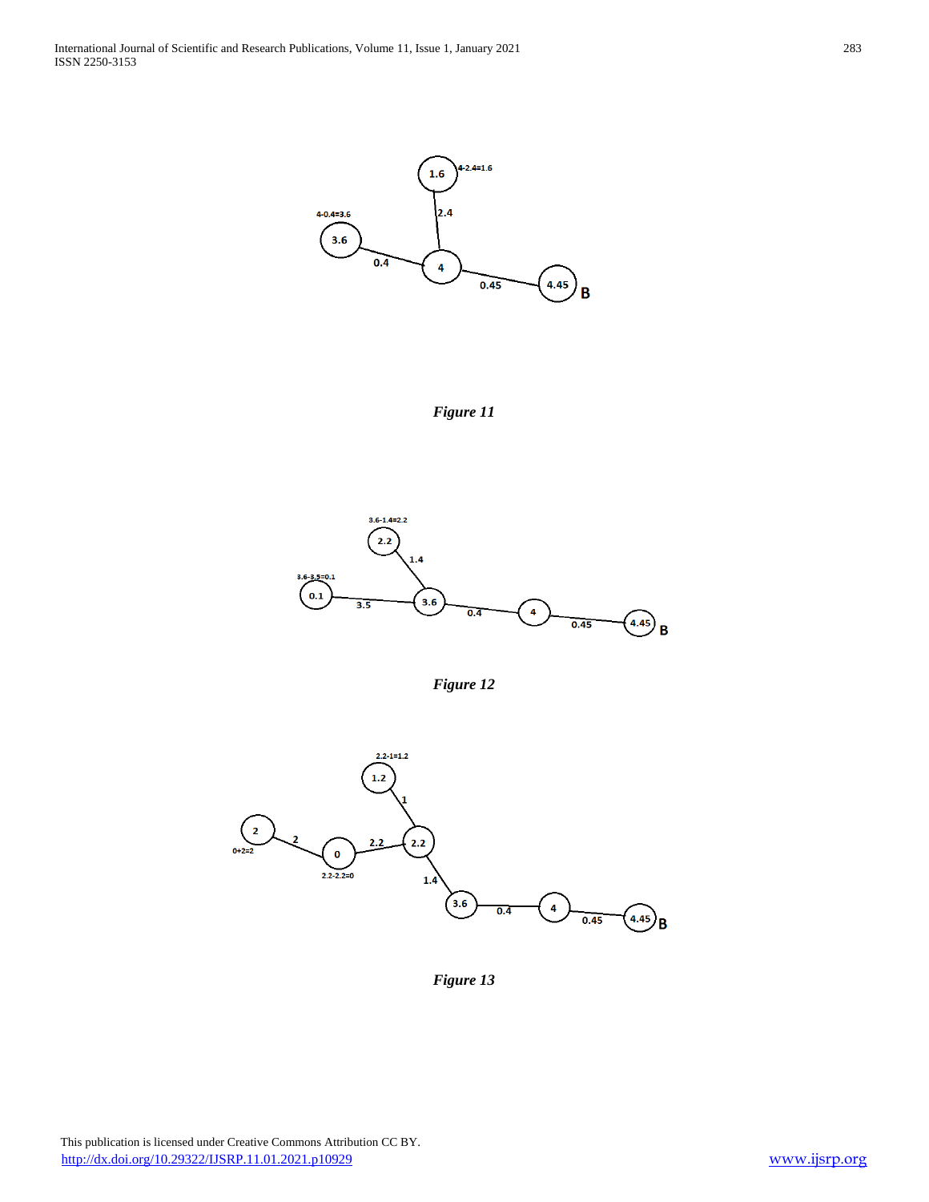Figure 11

Figure 12

Figure 13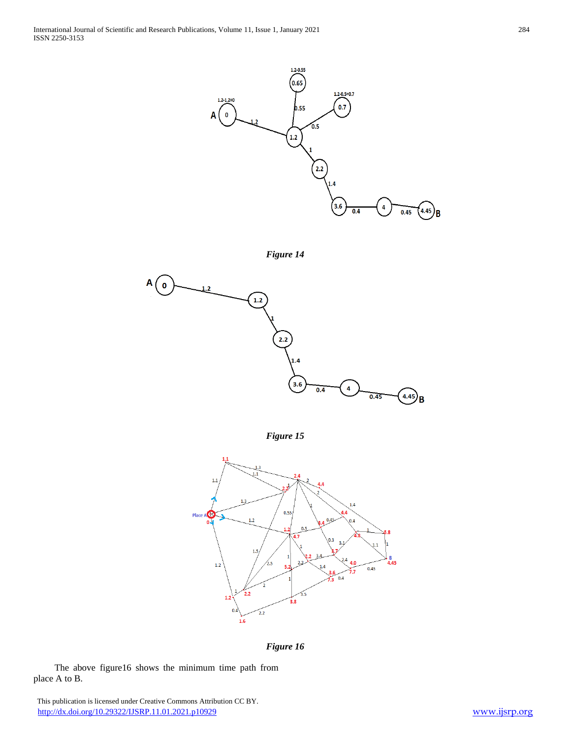*Figure 14*

*Figure 15*

*Figure 16*

The above figure16 shows the minimum time path from place A to B.

This publication is licensed under Creative Commons Attribution CC BY.
http://dx.doi.org/10.29322/IJSRP.11.01.2021.p10929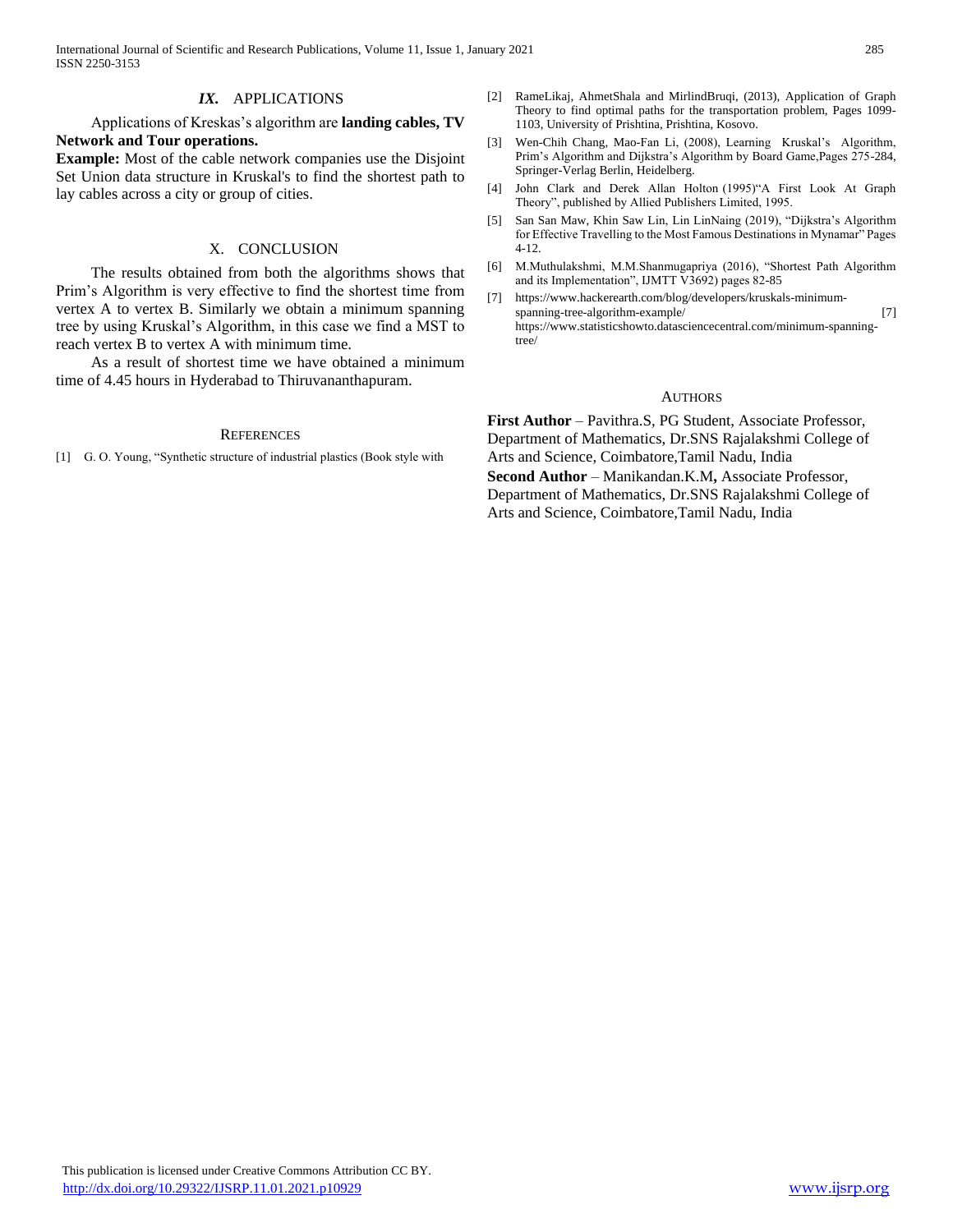## *IX.* APPLICATIONS

Applications of Kreskas's algorithm are **landing cables, TV Network and Tour operations.**

**Example:** Most of the cable network companies use the Disjoint Set Union data structure in Kruskal's to find the shortest path to lay cables across a city or group of cities.

## X. CONCLUSION

The results obtained from both the algorithms shows that Prim's Algorithm is very effective to find the shortest time from vertex A to vertex B. Similarly we obtain a minimum spanning tree by using Kruskal's Algorithm, in this case we find a MST to reach vertex B to vertex A with minimum time.

As a result of shortest time we have obtained a minimum time of 4.45 hours in Hyderabad to Thiruvananthapuram.

## REFERENCES

[1] G. O. Young, "Synthetic structure of industrial plastics (Book style with

[2] RameLikaj, AhmetShala and MirlindBruqi, (2013), Application of Graph Theory to find optimal paths for the transportation problem, Pages 1099-1103, University of Prishtina, Prishtina, Kosovo.

[3] Wen-Chih Chang, Mao-Fan Li, (2008), Learning Kruskal's Algorithm, Prim's Algorithm and Dijkstra's Algorithm by Board Game,Pages 275-284, Springer-Verlag Berlin, Heidelberg.

[4] John Clark and Derek Allan Holton (1995)"A First Look At Graph Theory", published by Allied Publishers Limited, 1995.

[5] San San Maw, Khin Saw Lin, Lin LinNaing (2019), "Dijkstra's Algorithm for Effective Travelling to the Most Famous Destinations in Mynamar" Pages 4-12.

[6] M.Muthulakshmi, M.M.Shanmugapriya (2016), "Shortest Path Algorithm and its Implementation", IJMTT V3692) pages 82-85

[7] https://www.hackerearth.com/blog/developers/kruskals-minimum-spanning-tree-algorithm-example/ [7] https://www.statisticshowto.datasciencecentral.com/minimum-spanning-tree/

## AUTHORS

**First Author** – Pavithra.S, PG Student, Associate Professor, Department of Mathematics, Dr.SNS Rajalakshmi College of Arts and Science, Coimbatore,Tamil Nadu, India

**Second Author** – Manikandan.K.M**,** Associate Professor, Department of Mathematics, Dr.SNS Rajalakshmi College of Arts and Science, Coimbatore,Tamil Nadu, India